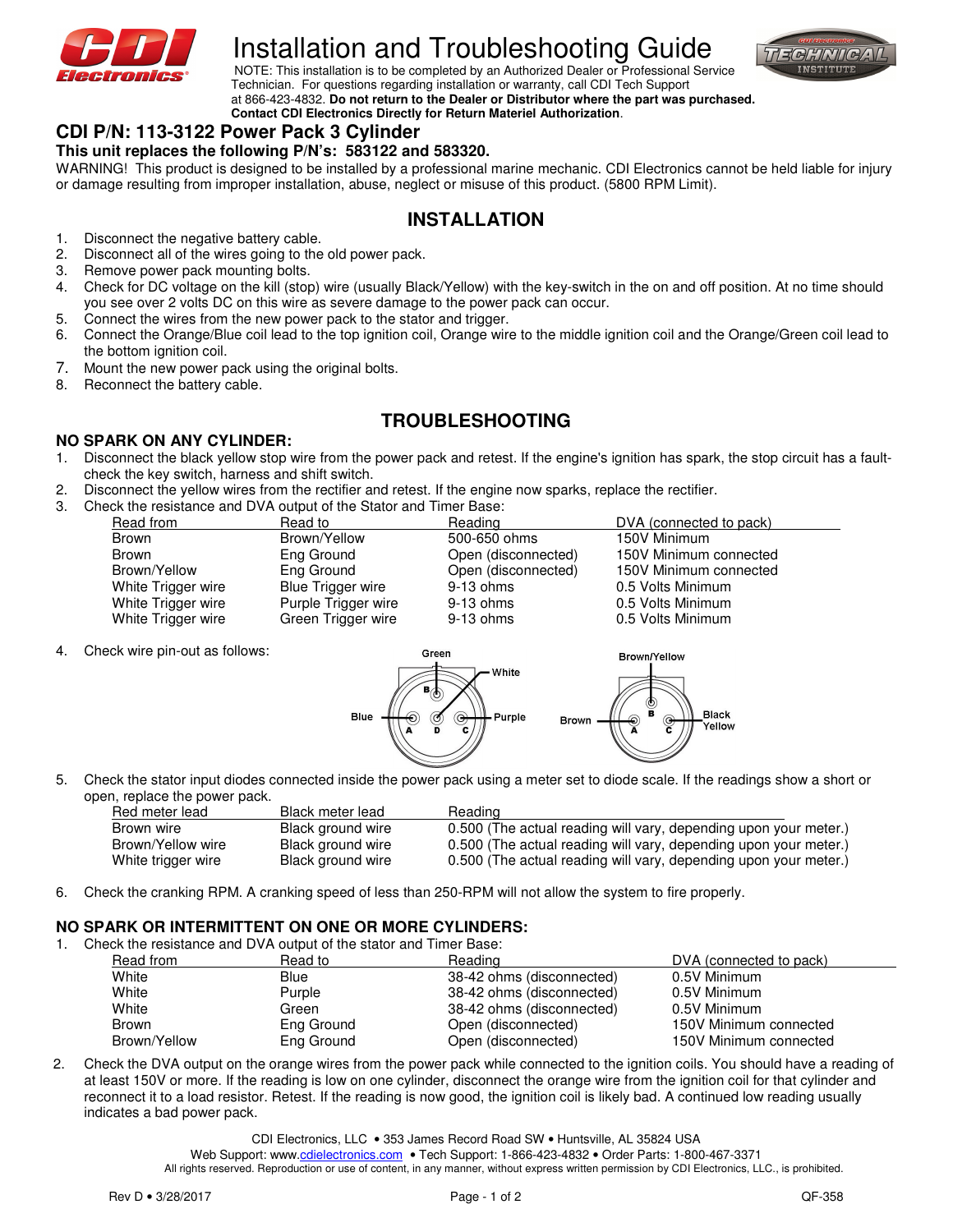# Installation and Troubleshooting Guide

NOTE: This installation is to be completed by an Authorized Dealer or Professional Service Technician. For questions regarding installation or warranty, call CDI Tech Support at 866-423-4832. **Do not return to the Dealer or Distributor where the part was purchased. Contact CDI Electronics Directly for Return Materiel Authorization**.

## CDI P/N: 113-3122 Power Pack 3 Cylinder

**This unit replaces the following P/N's: 583122 and 583320.**

WARNING! This product is designed to be installed by a professional marine mechanic. CDI Electronics cannot be held liable for injury or damage resulting from improper installation, abuse, neglect or misuse of this product. (5800 RPM Limit).

## INSTALLATION

1. Disconnect the negative battery cable.
2. Disconnect all of the wires going to the old power pack.
3. Remove power pack mounting bolts.
4. Check for DC voltage on the kill (stop) wire (usually Black/Yellow) with the key-switch in the on and off position. At no time should you see over 2 volts DC on this wire as severe damage to the power pack can occur.
5. Connect the wires from the new power pack to the stator and trigger.
6. Connect the Orange/Blue coil lead to the top ignition coil, Orange wire to the middle ignition coil and the Orange/Green coil lead to the bottom ignition coil.
7. Mount the new power pack using the original bolts.
8. Reconnect the battery cable.

## TROUBLESHOOTING

### NO SPARK ON ANY CYLINDER:

1. Disconnect the black yellow stop wire from the power pack and retest. If the engine's ignition has spark, the stop circuit has a fault-check the key switch, harness and shift switch.
2. Disconnect the yellow wires from the rectifier and retest. If the engine now sparks, replace the rectifier.
3. Check the resistance and DVA output of the Stator and Timer Base:

| Read from | Read to | Reading | DVA (connected to pack) |
|---|---|---|---|
| Brown | Brown/Yellow | 500-650 ohms | 150V Minimum |
| Brown | Eng Ground | Open (disconnected) | 150V Minimum connected |
| Brown/Yellow | Eng Ground | Open (disconnected) | 150V Minimum connected |
| White Trigger wire | Blue Trigger wire | 9-13 ohms | 0.5 Volts Minimum |
| White Trigger wire | Purple Trigger wire | 9-13 ohms | 0.5 Volts Minimum |
| White Trigger wire | Green Trigger wire | 9-13 ohms | 0.5 Volts Minimum |

4. Check wire pin-out as follows:

Trigger connector: A – Blue, B – Green, C – Purple, D – White

Stator connector: A – Brown, B – Brown/Yellow, C – Black Yellow

5. Check the stator input diodes connected inside the power pack using a meter set to diode scale. If the readings show a short or open, replace the power pack.

| Red meter lead | Black meter lead | Reading |
|---|---|---|
| Brown wire | Black ground wire | 0.500 (The actual reading will vary, depending upon your meter.) |
| Brown/Yellow wire | Black ground wire | 0.500 (The actual reading will vary, depending upon your meter.) |
| White trigger wire | Black ground wire | 0.500 (The actual reading will vary, depending upon your meter.) |

6. Check the cranking RPM. A cranking speed of less than 250-RPM will not allow the system to fire properly.

### NO SPARK OR INTERMITTENT ON ONE OR MORE CYLINDERS:

1. Check the resistance and DVA output of the stator and Timer Base:

| Read from | Read to | Reading | DVA (connected to pack) |
|---|---|---|---|
| White | Blue | 38-42 ohms (disconnected) | 0.5V Minimum |
| White | Purple | 38-42 ohms (disconnected) | 0.5V Minimum |
| White | Green | 38-42 ohms (disconnected) | 0.5V Minimum |
| Brown | Eng Ground | Open (disconnected) | 150V Minimum connected |
| Brown/Yellow | Eng Ground | Open (disconnected) | 150V Minimum connected |

2. Check the DVA output on the orange wires from the power pack while connected to the ignition coils. You should have a reading of at least 150V or more. If the reading is low on one cylinder, disconnect the orange wire from the ignition coil for that cylinder and reconnect it to a load resistor. Retest. If the reading is now good, the ignition coil is likely bad. A continued low reading usually indicates a bad power pack.

CDI Electronics, LLC • 353 James Record Road SW • Huntsville, AL 35824 USA
Web Support: www.cdielectronics.com • Tech Support: 1-866-423-4832 • Order Parts: 1-800-467-3371
All rights reserved. Reproduction or use of content, in any manner, without express written permission by CDI Electronics, LLC., is prohibited.

Rev D • 3/28/2017 QF-358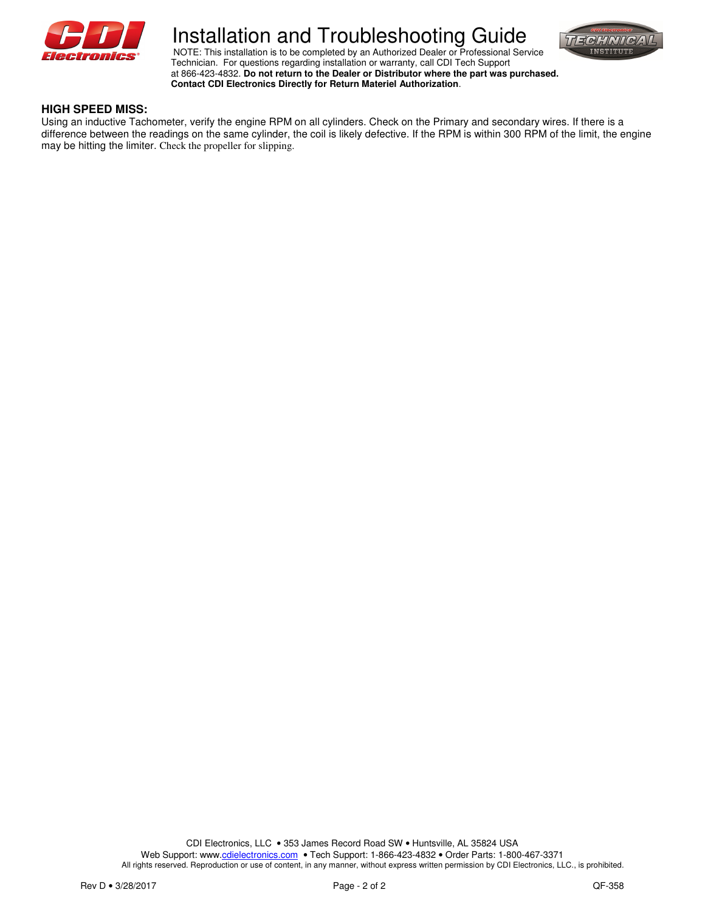# Installation and Troubleshooting Guide

NOTE: This installation is to be completed by an Authorized Dealer or Professional Service Technician. For questions regarding installation or warranty, call CDI Tech Support at 866-423-4832. **Do not return to the Dealer or Distributor where the part was purchased. Contact CDI Electronics Directly for Return Materiel Authorization**.

**HIGH SPEED MISS:**

Using an inductive Tachometer, verify the engine RPM on all cylinders. Check on the Primary and secondary wires. If there is a difference between the readings on the same cylinder, the coil is likely defective. If the RPM is within 300 RPM of the limit, the engine may be hitting the limiter. Check the propeller for slipping.

CDI Electronics, LLC • 353 James Record Road SW • Huntsville, AL 35824 USA
Web Support: www.cdielectronics.com • Tech Support: 1-866-423-4832 • Order Parts: 1-800-467-3371
All rights reserved. Reproduction or use of content, in any manner, without express written permission by CDI Electronics, LLC., is prohibited.

Rev D • 3/28/2017 QF-358